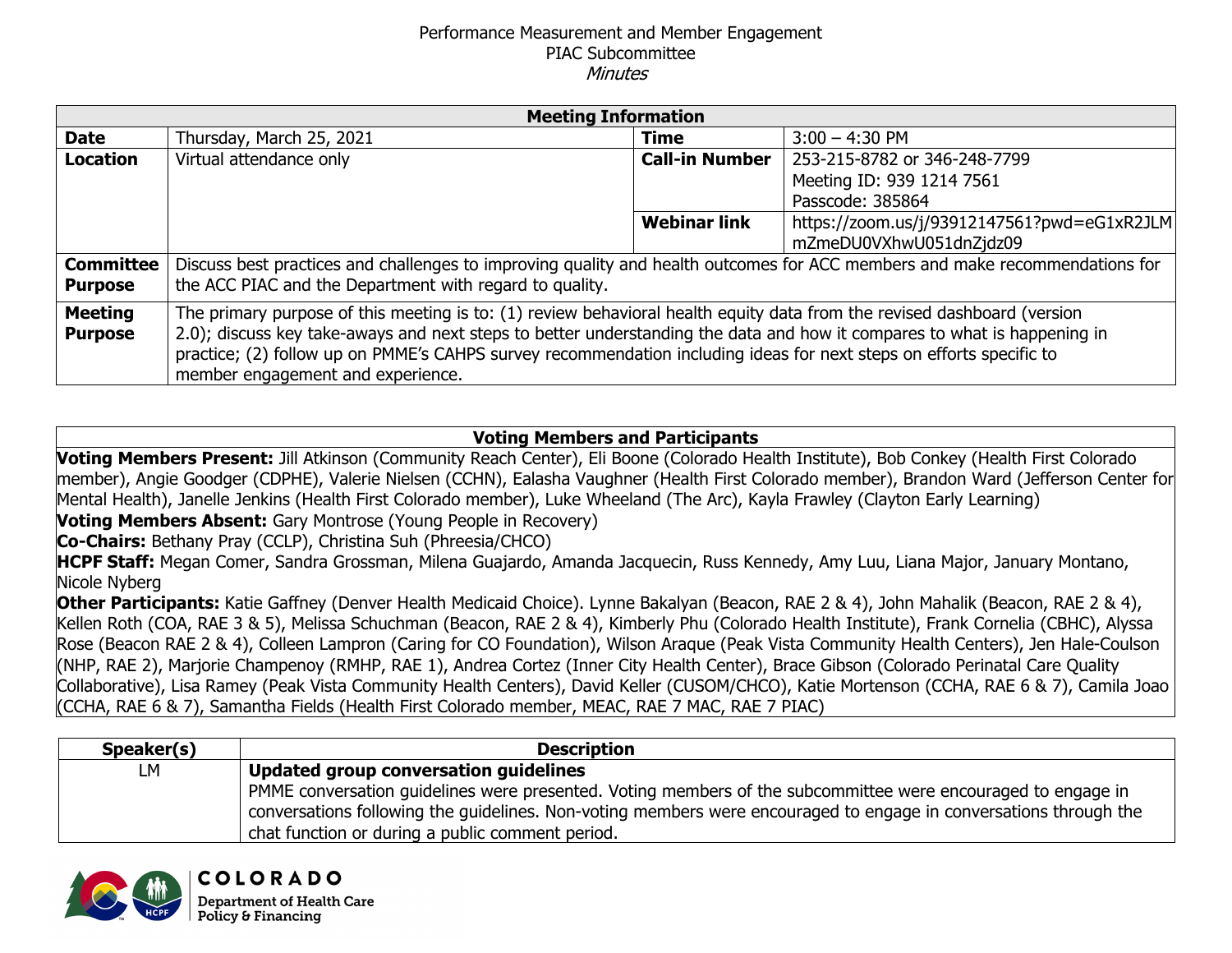Performance Measurement and Member Engagement
PIAC Subcommittee
*Minutes*

| Meeting Information | | | |
|---|---|---|---|
| **Date** | Thursday, March 25, 2021 | **Time** | 3:00 – 4:30 PM |
| **Location** | Virtual attendance only | **Call-in Number** | 253-215-8782 or 346-248-7799<br>Meeting ID: 939 1214 7561<br>Passcode: 385864 |
| | | **Webinar link** | https://zoom.us/j/93912147561?pwd=eG1xR2JLMmZmeDU0VXhwU051dnZjdz09 |
| **Committee Purpose** | Discuss best practices and challenges to improving quality and health outcomes for ACC members and make recommendations for the ACC PIAC and the Department with regard to quality. | | |
| **Meeting Purpose** | The primary purpose of this meeting is to: (1) review behavioral health equity data from the revised dashboard (version 2.0); discuss key take-aways and next steps to better understanding the data and how it compares to what is happening in practice; (2) follow up on PMME's CAHPS survey recommendation including ideas for next steps on efforts specific to member engagement and experience. | | |

**Voting Members and Participants**

**Voting Members Present:** Jill Atkinson (Community Reach Center), Eli Boone (Colorado Health Institute), Bob Conkey (Health First Colorado member), Angie Goodger (CDPHE), Valerie Nielsen (CCHN), Ealasha Vaughner (Health First Colorado member), Brandon Ward (Jefferson Center for Mental Health), Janelle Jenkins (Health First Colorado member), Luke Wheeland (The Arc), Kayla Frawley (Clayton Early Learning)

**Voting Members Absent:** Gary Montrose (Young People in Recovery)

**Co-Chairs:** Bethany Pray (CCLP), Christina Suh (Phreesia/CHCO)

**HCPF Staff:** Megan Comer, Sandra Grossman, Milena Guajardo, Amanda Jacquecin, Russ Kennedy, Amy Luu, Liana Major, January Montano, Nicole Nyberg

**Other Participants:** Katie Gaffney (Denver Health Medicaid Choice). Lynne Bakalyan (Beacon, RAE 2 & 4), John Mahalik (Beacon, RAE 2 & 4), Kellen Roth (COA, RAE 3 & 5), Melissa Schuchman (Beacon, RAE 2 & 4), Kimberly Phu (Colorado Health Institute), Frank Cornelia (CBHC), Alyssa Rose (Beacon RAE 2 & 4), Colleen Lampron (Caring for CO Foundation), Wilson Araque (Peak Vista Community Health Centers), Jen Hale-Coulson (NHP, RAE 2), Marjorie Champenoy (RMHP, RAE 1), Andrea Cortez (Inner City Health Center), Brace Gibson (Colorado Perinatal Care Quality Collaborative), Lisa Ramey (Peak Vista Community Health Centers), David Keller (CUSOM/CHCO), Katie Mortenson (CCHA, RAE 6 & 7), Camila Joao (CCHA, RAE 6 & 7), Samantha Fields (Health First Colorado member, MEAC, RAE 7 MAC, RAE 7 PIAC)

| Speaker(s) | Description |
|---|---|
| LM | **Updated group conversation guidelines**<br>PMME conversation guidelines were presented. Voting members of the subcommittee were encouraged to engage in conversations following the guidelines. Non-voting members were encouraged to engage in conversations through the chat function or during a public comment period. |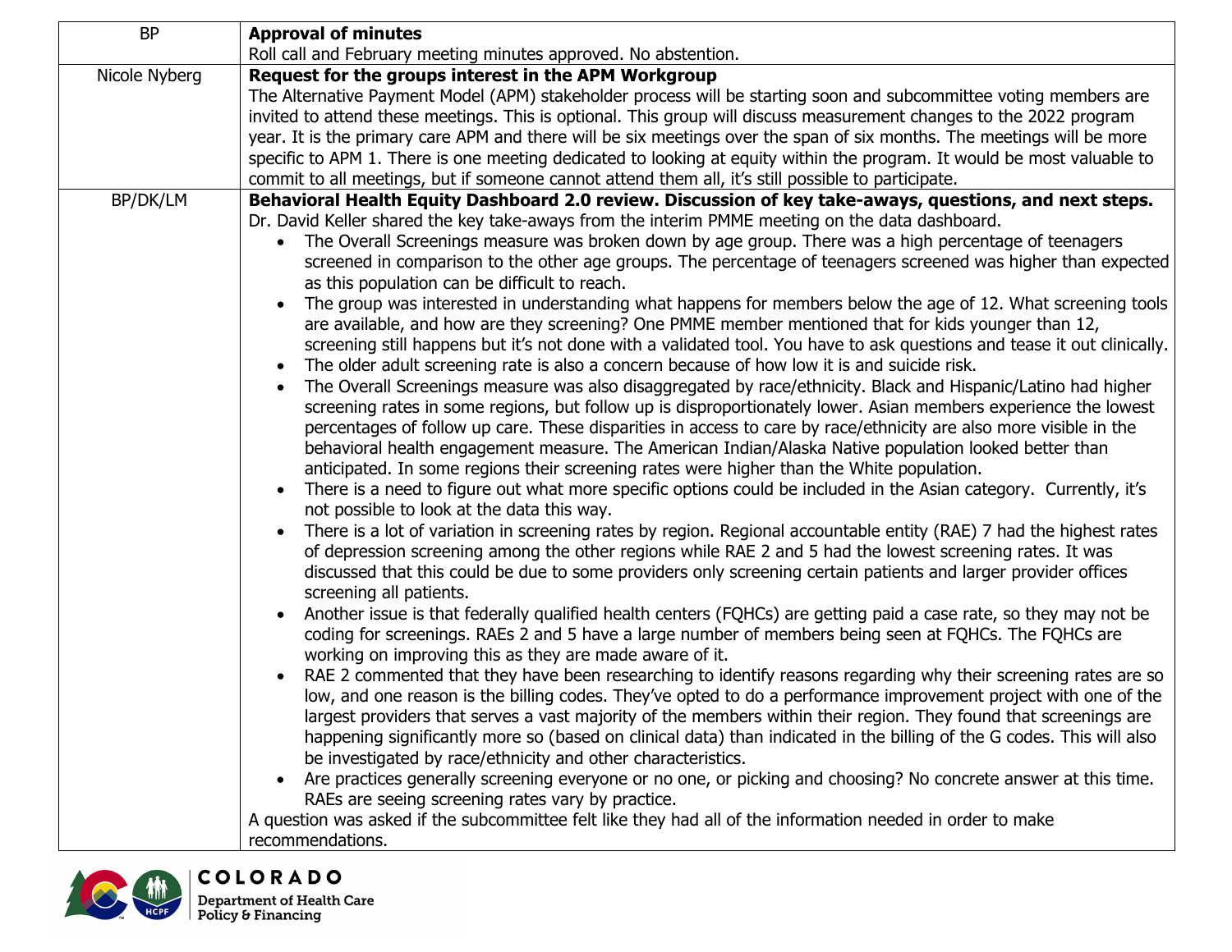| | |
|---|---|
| BP | **Approval of minutes**<br>Roll call and February meeting minutes approved. No abstention. |
| Nicole Nyberg | **Request for the groups interest in the APM Workgroup**<br>The Alternative Payment Model (APM) stakeholder process will be starting soon and subcommittee voting members are invited to attend these meetings. This is optional. This group will discuss measurement changes to the 2022 program year. It is the primary care APM and there will be six meetings over the span of six months. The meetings will be more specific to APM 1. There is one meeting dedicated to looking at equity within the program. It would be most valuable to commit to all meetings, but if someone cannot attend them all, it's still possible to participate. |
| BP/DK/LM | **Behavioral Health Equity Dashboard 2.0 review. Discussion of key take-aways, questions, and next steps.**<br>Dr. David Keller shared the key take-aways from the interim PMME meeting on the data dashboard.<br>• The Overall Screenings measure was broken down by age group. There was a high percentage of teenagers screened in comparison to the other age groups. The percentage of teenagers screened was higher than expected as this population can be difficult to reach.<br>• The group was interested in understanding what happens for members below the age of 12. What screening tools are available, and how are they screening? One PMME member mentioned that for kids younger than 12, screening still happens but it's not done with a validated tool. You have to ask questions and tease it out clinically.<br>• The older adult screening rate is also a concern because of how low it is and suicide risk.<br>• The Overall Screenings measure was also disaggregated by race/ethnicity. Black and Hispanic/Latino had higher screening rates in some regions, but follow up is disproportionately lower. Asian members experience the lowest percentages of follow up care. These disparities in access to care by race/ethnicity are also more visible in the behavioral health engagement measure. The American Indian/Alaska Native population looked better than anticipated. In some regions their screening rates were higher than the White population.<br>• There is a need to figure out what more specific options could be included in the Asian category. Currently, it's not possible to look at the data this way.<br>• There is a lot of variation in screening rates by region. Regional accountable entity (RAE) 7 had the highest rates of depression screening among the other regions while RAE 2 and 5 had the lowest screening rates. It was discussed that this could be due to some providers only screening certain patients and larger provider offices screening all patients.<br>• Another issue is that federally qualified health centers (FQHCs) are getting paid a case rate, so they may not be coding for screenings. RAEs 2 and 5 have a large number of members being seen at FQHCs. The FQHCs are working on improving this as they are made aware of it.<br>• RAE 2 commented that they have been researching to identify reasons regarding why their screening rates are so low, and one reason is the billing codes. They've opted to do a performance improvement project with one of the largest providers that serves a vast majority of the members within their region. They found that screenings are happening significantly more so (based on clinical data) than indicated in the billing of the G codes. This will also be investigated by race/ethnicity and other characteristics.<br>• Are practices generally screening everyone or no one, or picking and choosing? No concrete answer at this time. RAEs are seeing screening rates vary by practice.<br>A question was asked if the subcommittee felt like they had all of the information needed in order to make recommendations. |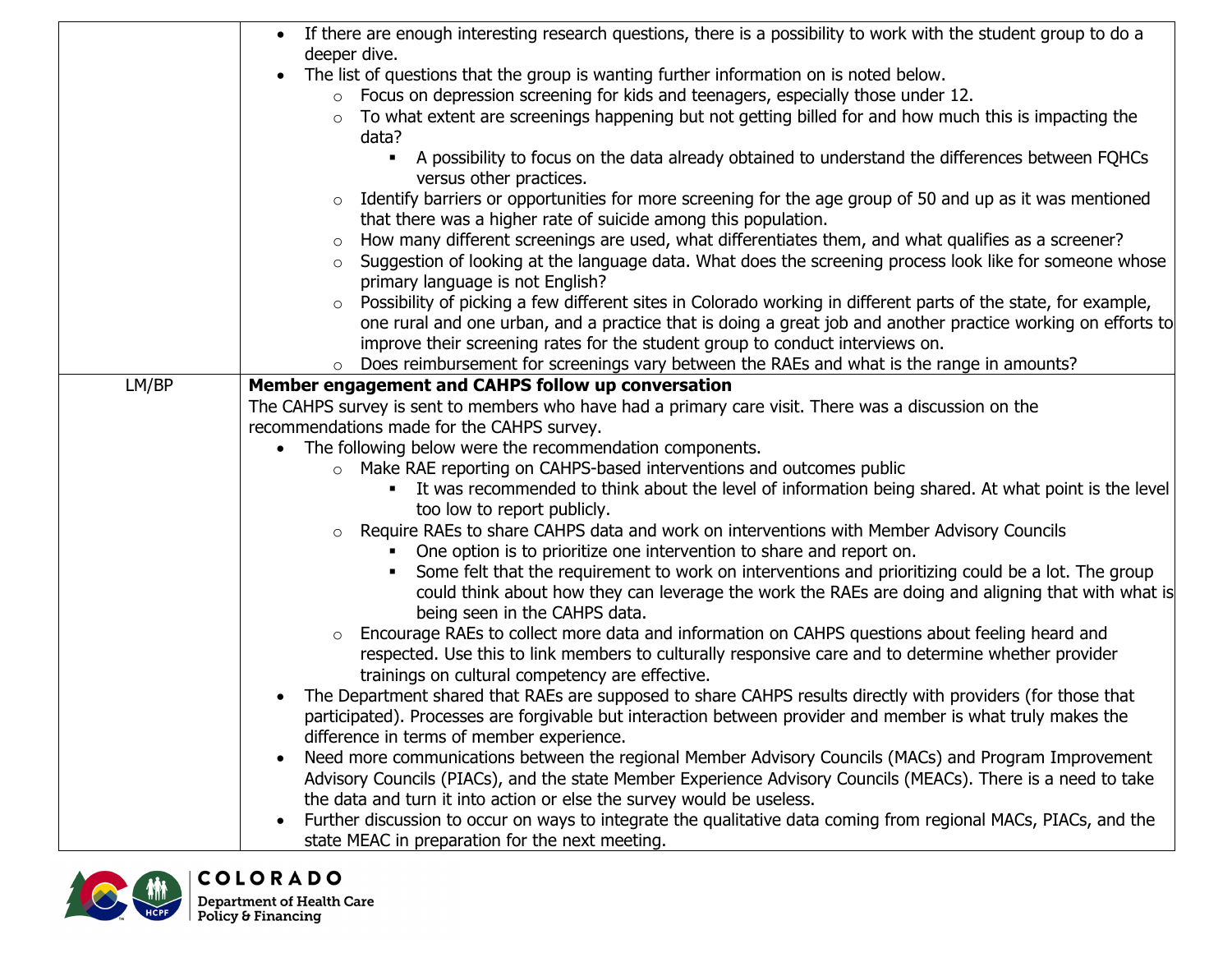| | |
|---|---|
| | • If there are enough interesting research questions, there is a possibility to work with the student group to do a deeper dive.<br>• The list of questions that the group is wanting further information on is noted below.<br>&nbsp;&nbsp;&nbsp;&nbsp;○ Focus on depression screening for kids and teenagers, especially those under 12.<br>&nbsp;&nbsp;&nbsp;&nbsp;○ To what extent are screenings happening but not getting billed for and how much this is impacting the data?<br>&nbsp;&nbsp;&nbsp;&nbsp;&nbsp;&nbsp;&nbsp;&nbsp;▪ A possibility to focus on the data already obtained to understand the differences between FQHCs versus other practices.<br>&nbsp;&nbsp;&nbsp;&nbsp;○ Identify barriers or opportunities for more screening for the age group of 50 and up as it was mentioned that there was a higher rate of suicide among this population.<br>&nbsp;&nbsp;&nbsp;&nbsp;○ How many different screenings are used, what differentiates them, and what qualifies as a screener?<br>&nbsp;&nbsp;&nbsp;&nbsp;○ Suggestion of looking at the language data. What does the screening process look like for someone whose primary language is not English?<br>&nbsp;&nbsp;&nbsp;&nbsp;○ Possibility of picking a few different sites in Colorado working in different parts of the state, for example, one rural and one urban, and a practice that is doing a great job and another practice working on efforts to improve their screening rates for the student group to conduct interviews on.<br>&nbsp;&nbsp;&nbsp;&nbsp;○ Does reimbursement for screenings vary between the RAEs and what is the range in amounts? |
| LM/BP | **Member engagement and CAHPS follow up conversation**<br>The CAHPS survey is sent to members who have had a primary care visit. There was a discussion on the recommendations made for the CAHPS survey.<br>• The following below were the recommendation components.<br>&nbsp;&nbsp;&nbsp;&nbsp;○ Make RAE reporting on CAHPS-based interventions and outcomes public<br>&nbsp;&nbsp;&nbsp;&nbsp;&nbsp;&nbsp;&nbsp;&nbsp;▪ It was recommended to think about the level of information being shared. At what point is the level too low to report publicly.<br>&nbsp;&nbsp;&nbsp;&nbsp;○ Require RAEs to share CAHPS data and work on interventions with Member Advisory Councils<br>&nbsp;&nbsp;&nbsp;&nbsp;&nbsp;&nbsp;&nbsp;&nbsp;▪ One option is to prioritize one intervention to share and report on.<br>&nbsp;&nbsp;&nbsp;&nbsp;&nbsp;&nbsp;&nbsp;&nbsp;▪ Some felt that the requirement to work on interventions and prioritizing could be a lot. The group could think about how they can leverage the work the RAEs are doing and aligning that with what is being seen in the CAHPS data.<br>&nbsp;&nbsp;&nbsp;&nbsp;○ Encourage RAEs to collect more data and information on CAHPS questions about feeling heard and respected. Use this to link members to culturally responsive care and to determine whether provider trainings on cultural competency are effective.<br>• The Department shared that RAEs are supposed to share CAHPS results directly with providers (for those that participated). Processes are forgivable but interaction between provider and member is what truly makes the difference in terms of member experience.<br>• Need more communications between the regional Member Advisory Councils (MACs) and Program Improvement Advisory Councils (PIACs), and the state Member Experience Advisory Councils (MEACs). There is a need to take the data and turn it into action or else the survey would be useless.<br>• Further discussion to occur on ways to integrate the qualitative data coming from regional MACs, PIACs, and the state MEAC in preparation for the next meeting. |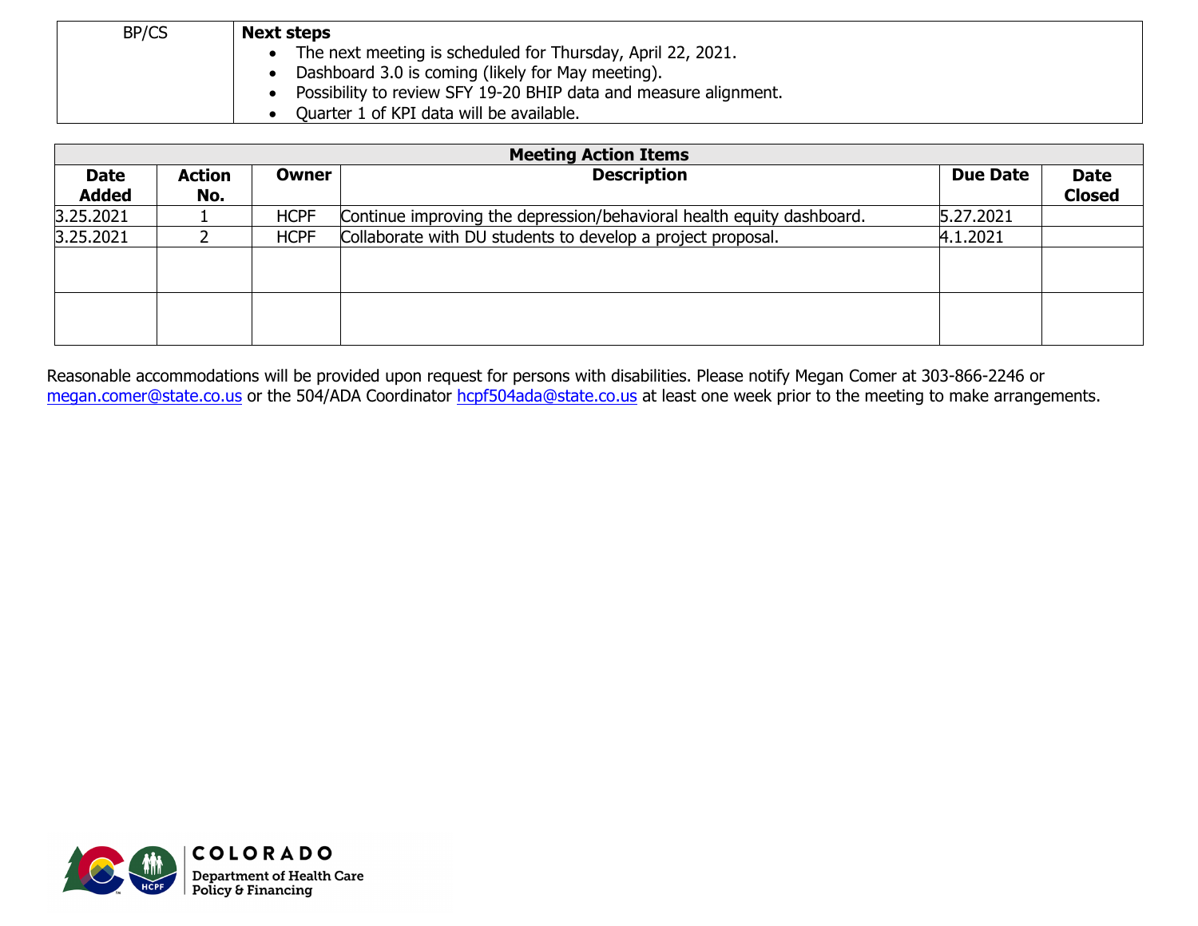| | |
|---|---|
| BP/CS | **Next steps**<br>• The next meeting is scheduled for Thursday, April 22, 2021.<br>• Dashboard 3.0 is coming (likely for May meeting).<br>• Possibility to review SFY 19-20 BHIP data and measure alignment.<br>• Quarter 1 of KPI data will be available. |

| Meeting Action Items | | | | | |
|---|---|---|---|---|---|
| **Date Added** | **Action No.** | **Owner** | **Description** | **Due Date** | **Date Closed** |
| 3.25.2021 | 1 | HCPF | Continue improving the depression/behavioral health equity dashboard. | 5.27.2021 | |
| 3.25.2021 | 2 | HCPF | Collaborate with DU students to develop a project proposal. | 4.1.2021 | |
| | | | | | |
| | | | | | |

Reasonable accommodations will be provided upon request for persons with disabilities. Please notify Megan Comer at 303-866-2246 or megan.comer@state.co.us or the 504/ADA Coordinator hcpf504ada@state.co.us at least one week prior to the meeting to make arrangements.

COLORADO
Department of Health Care Policy & Financing